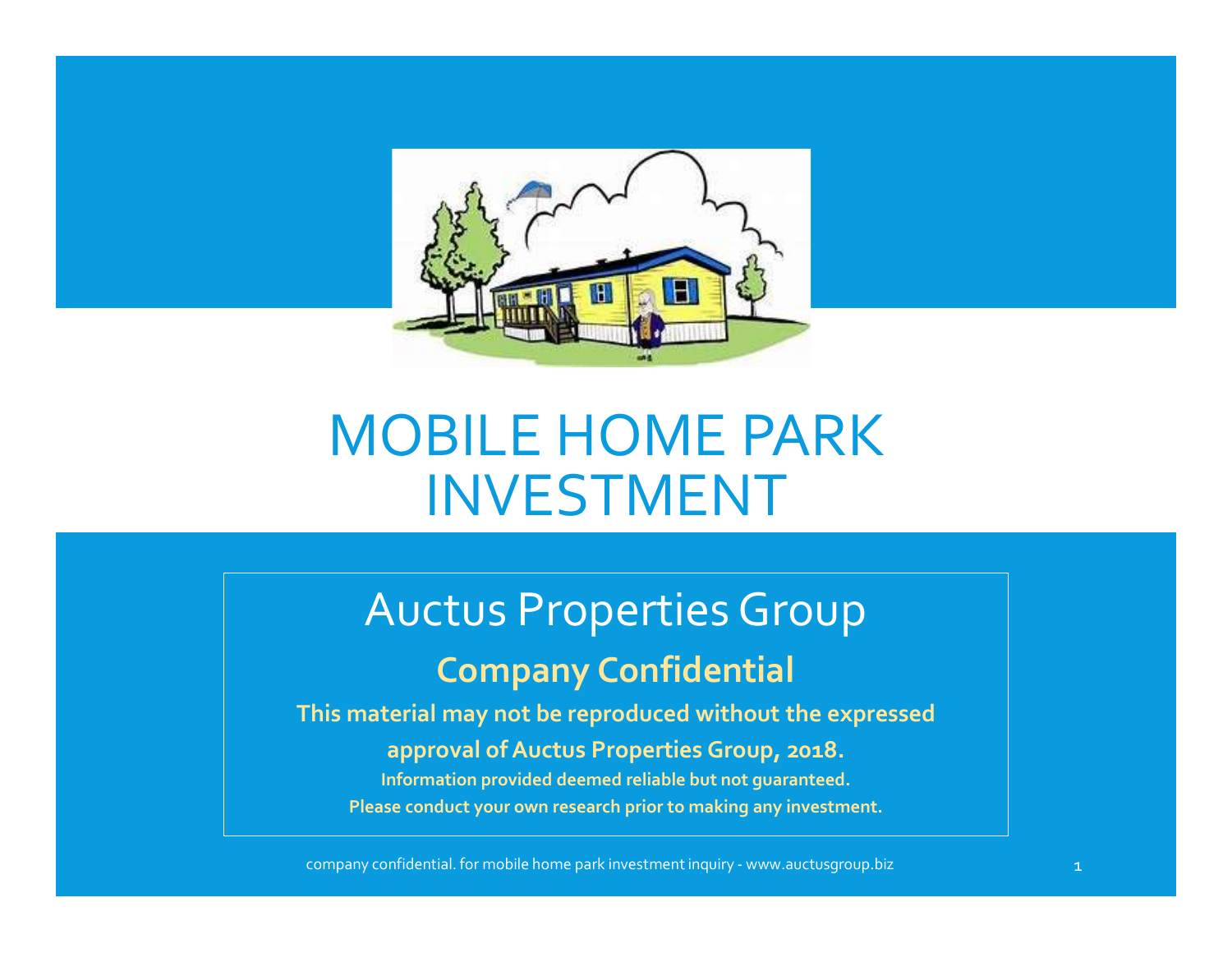# MOBILE HOME PARK INVESTMENT

## Auctus Properties Group

**Company Confidential**

**This material may not be reproduced without the expressed approval of Auctus Properties Group, 2018.**

**Information provided deemed reliable but not guaranteed.**

**Please conduct your own research prior to making any investment.**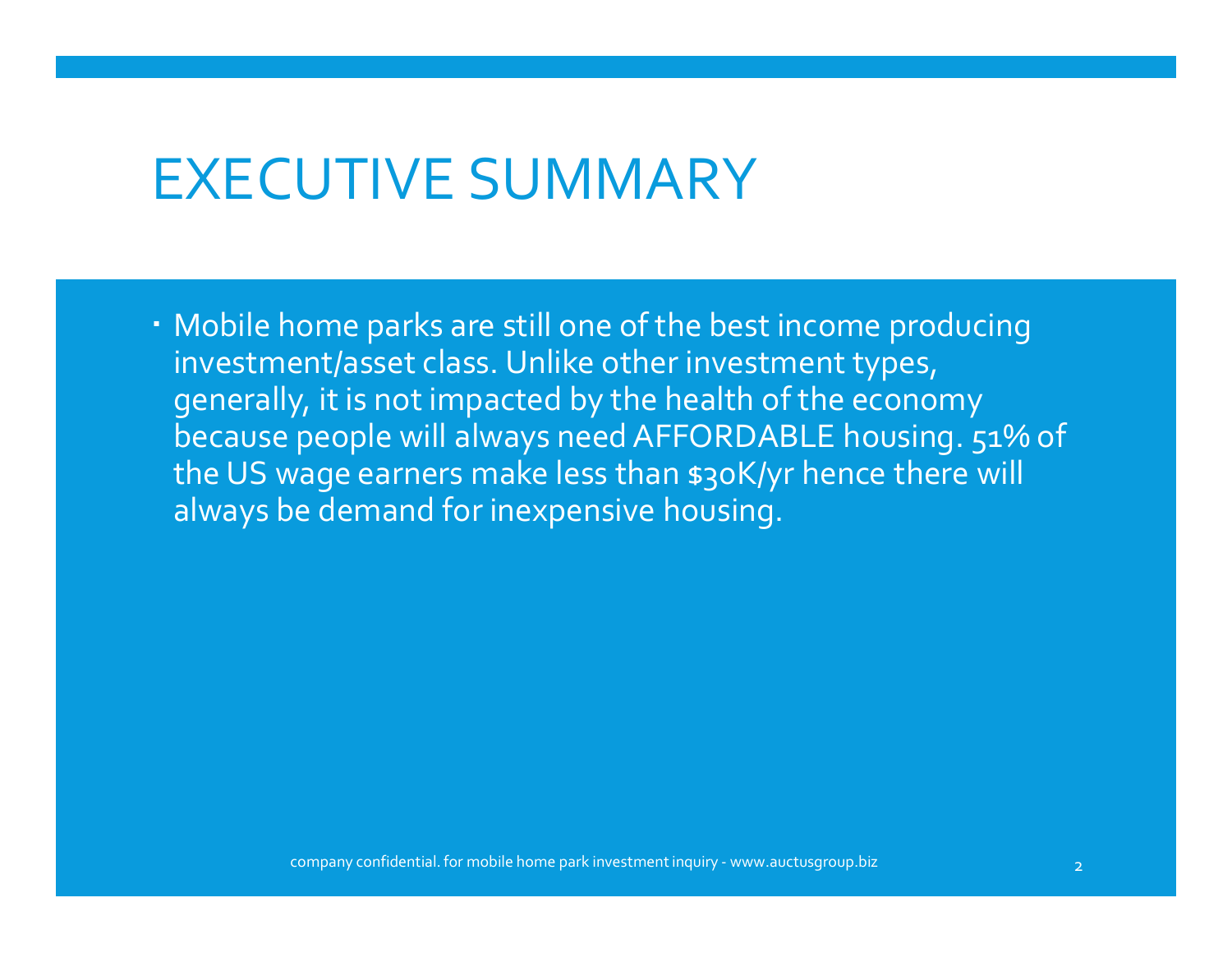# EXECUTIVE SUMMARY

- Mobile home parks are still one of the best income producing investment/asset class. Unlike other investment types, generally, it is not impacted by the health of the economy because people will always need AFFORDABLE housing. 51% of the US wage earners make less than $30K/yr hence there will always be demand for inexpensive housing.

company confidential. for mobile home park investment inquiry - www.auctusgroup.biz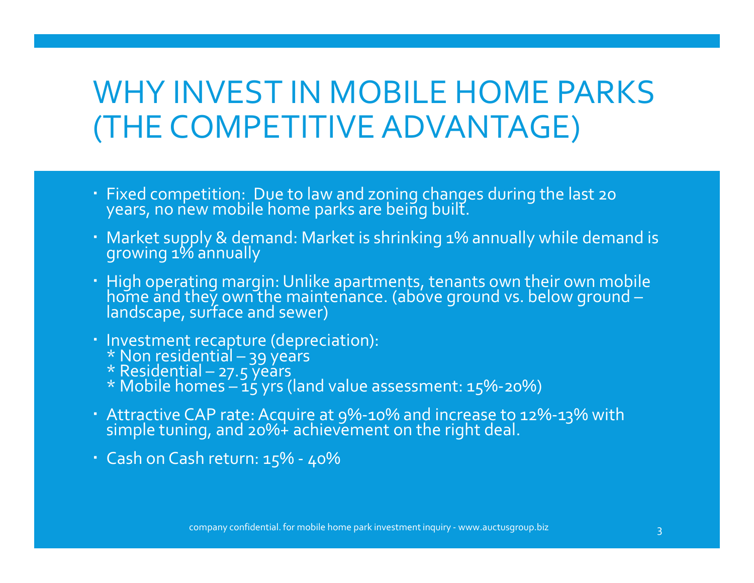# WHY INVEST IN MOBILE HOME PARKS (THE COMPETITIVE ADVANTAGE)

- Fixed competition: Due to law and zoning changes during the last 20 years, no new mobile home parks are being built.
- Market supply & demand: Market is shrinking 1% annually while demand is growing 1% annually
- High operating margin: Unlike apartments, tenants own their own mobile home and they own the maintenance. (above ground vs. below ground – landscape, surface and sewer)
- Investment recapture (depreciation):
  * Non residential – 39 years
  * Residential – 27.5 years
  * Mobile homes – 15 yrs (land value assessment: 15%-20%)
- Attractive CAP rate: Acquire at 9%-10% and increase to 12%-13% with simple tuning, and 20%+ achievement on the right deal.
- Cash on Cash return: 15% - 40%

company confidential. for mobile home park investment inquiry - www.auctusgroup.biz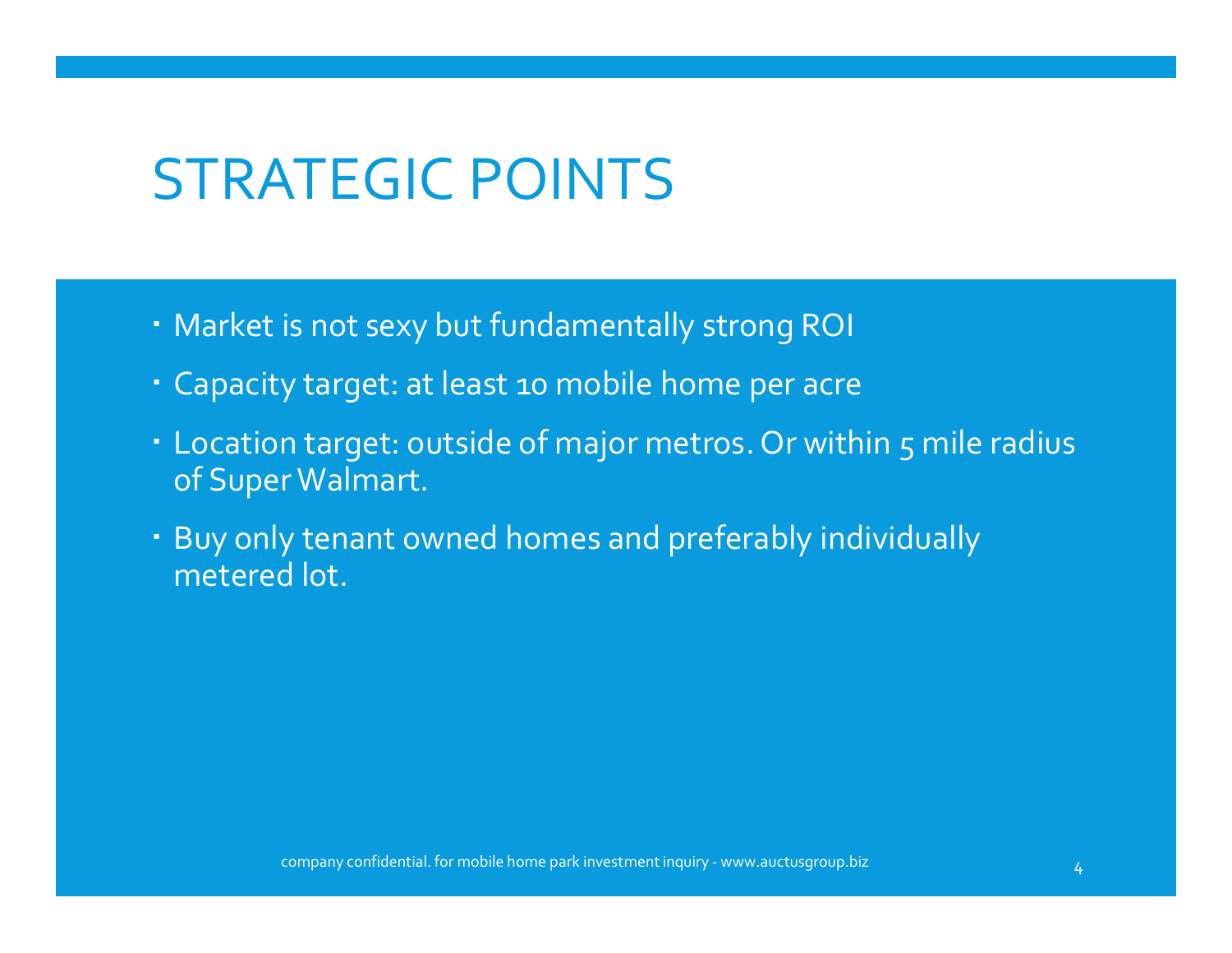# STRATEGIC POINTS

- Market is not sexy but fundamentally strong ROI
- Capacity target: at least 10 mobile home per acre
- Location target: outside of major metros. Or within 5 mile radius of Super Walmart.
- Buy only tenant owned homes and preferably individually metered lot.

company confidential. for mobile home park investment inquiry - www.auctusgroup.biz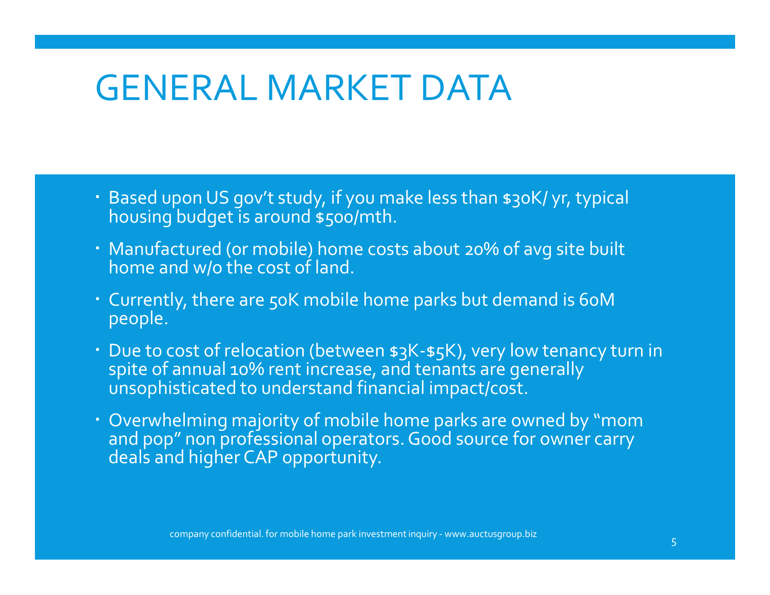# GENERAL MARKET DATA

- Based upon US gov't study, if you make less than $30K/ yr, typical housing budget is around $500/mth.
- Manufactured (or mobile) home costs about 20% of avg site built home and w/o the cost of land.
- Currently, there are 50K mobile home parks but demand is 60M people.
- Due to cost of relocation (between $3K-$5K), very low tenancy turn in spite of annual 10% rent increase, and tenants are generally unsophisticated to understand financial impact/cost.
- Overwhelming majority of mobile home parks are owned by "mom and pop" non professional operators. Good source for owner carry deals and higher CAP opportunity.

company confidential. for mobile home park investment inquiry - www.auctusgroup.biz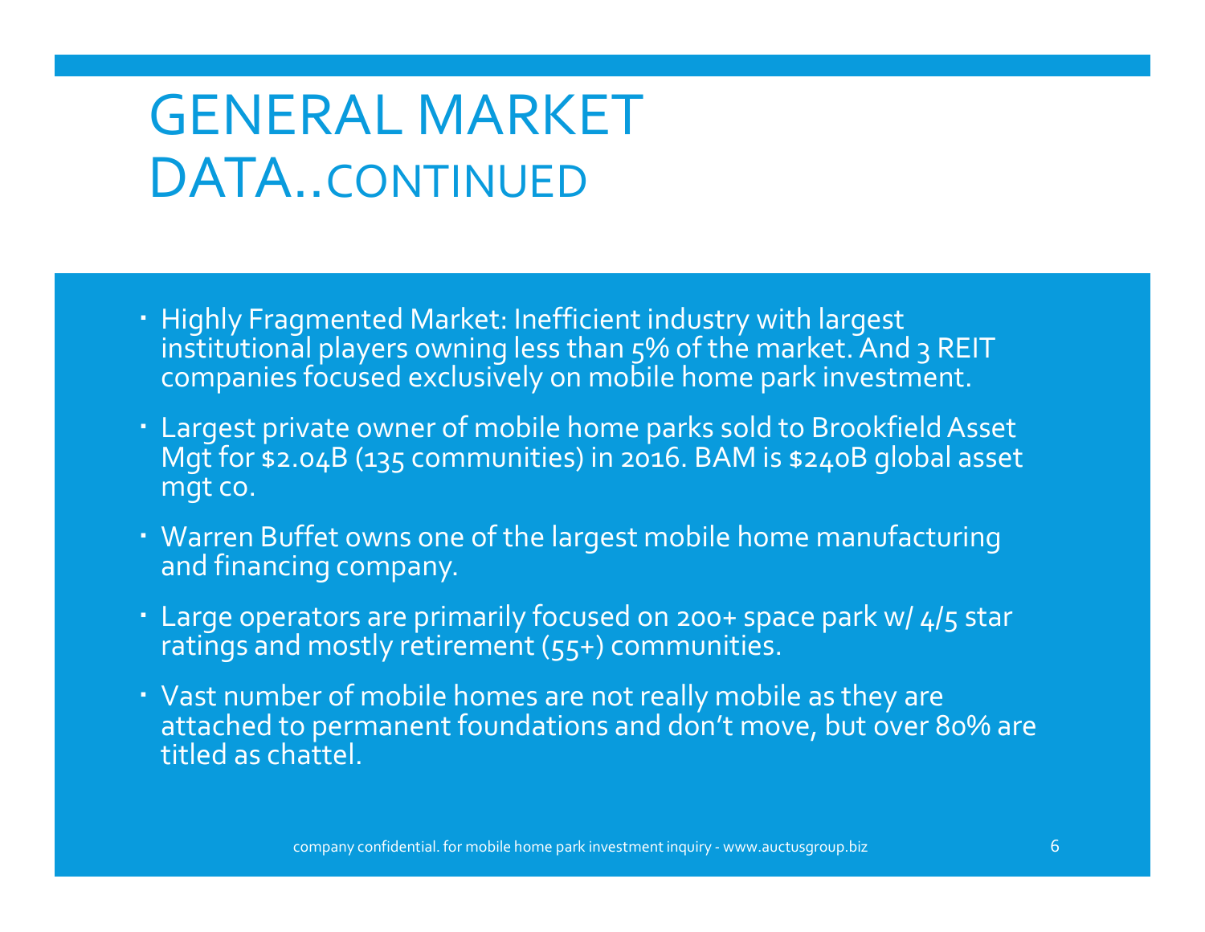# GENERAL MARKET DATA..CONTINUED

- Highly Fragmented Market: Inefficient industry with largest institutional players owning less than 5% of the market. And 3 REIT companies focused exclusively on mobile home park investment.
- Largest private owner of mobile home parks sold to Brookfield Asset Mgt for $2.04B (135 communities) in 2016. BAM is $240B global asset mgt co.
- Warren Buffet owns one of the largest mobile home manufacturing and financing company.
- Large operators are primarily focused on 200+ space park w/ 4/5 star ratings and mostly retirement (55+) communities.
- Vast number of mobile homes are not really mobile as they are attached to permanent foundations and don't move, but over 80% are titled as chattel.

company confidential. for mobile home park investment inquiry - www.auctusgroup.biz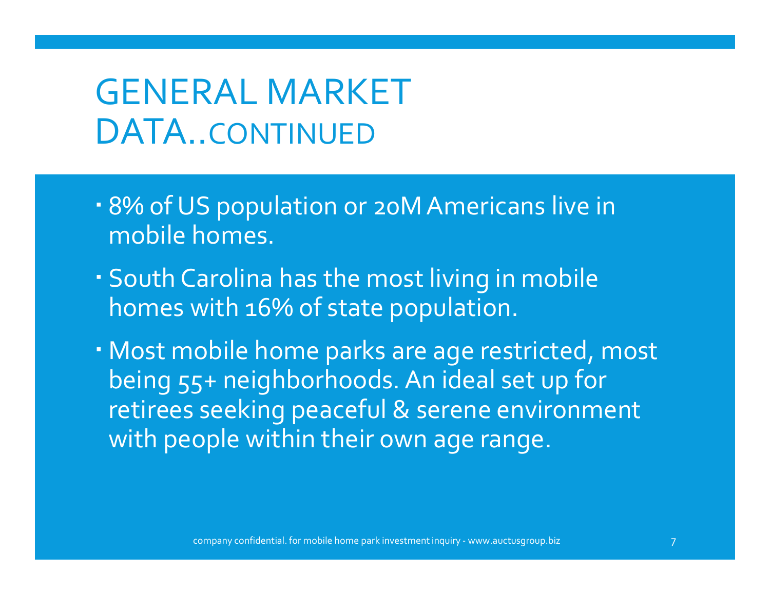# GENERAL MARKET DATA..CONTINUED

- 8% of US population or 20M Americans live in mobile homes.
- South Carolina has the most living in mobile homes with 16% of state population.
- Most mobile home parks are age restricted, most being 55+ neighborhoods. An ideal set up for retirees seeking peaceful & serene environment with people within their own age range.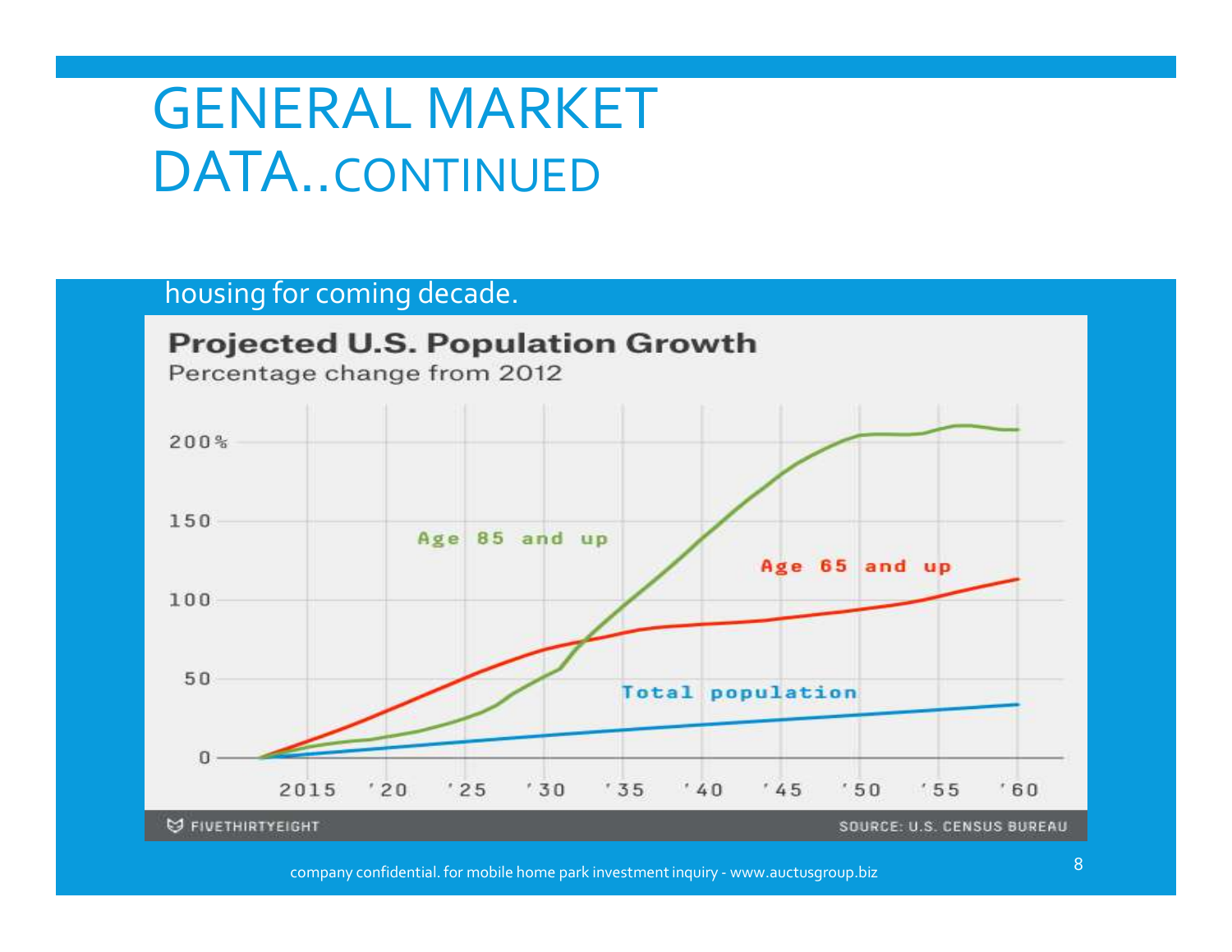# GENERAL MARKET DATA..CONTINUED

housing for coming decade.

**Projected U.S. Population Growth**

Percentage change from 2012

Age 85 and up

Age 65 and up

Total population

200%
150
100
50
0

2015 '20 '25 '30 '35 '40 '45 '50 '55 '60

FIVETHIRTYEIGHT

SOURCE: U.S. CENSUS BUREAU

company confidential. for mobile home park investment inquiry - www.auctusgroup.biz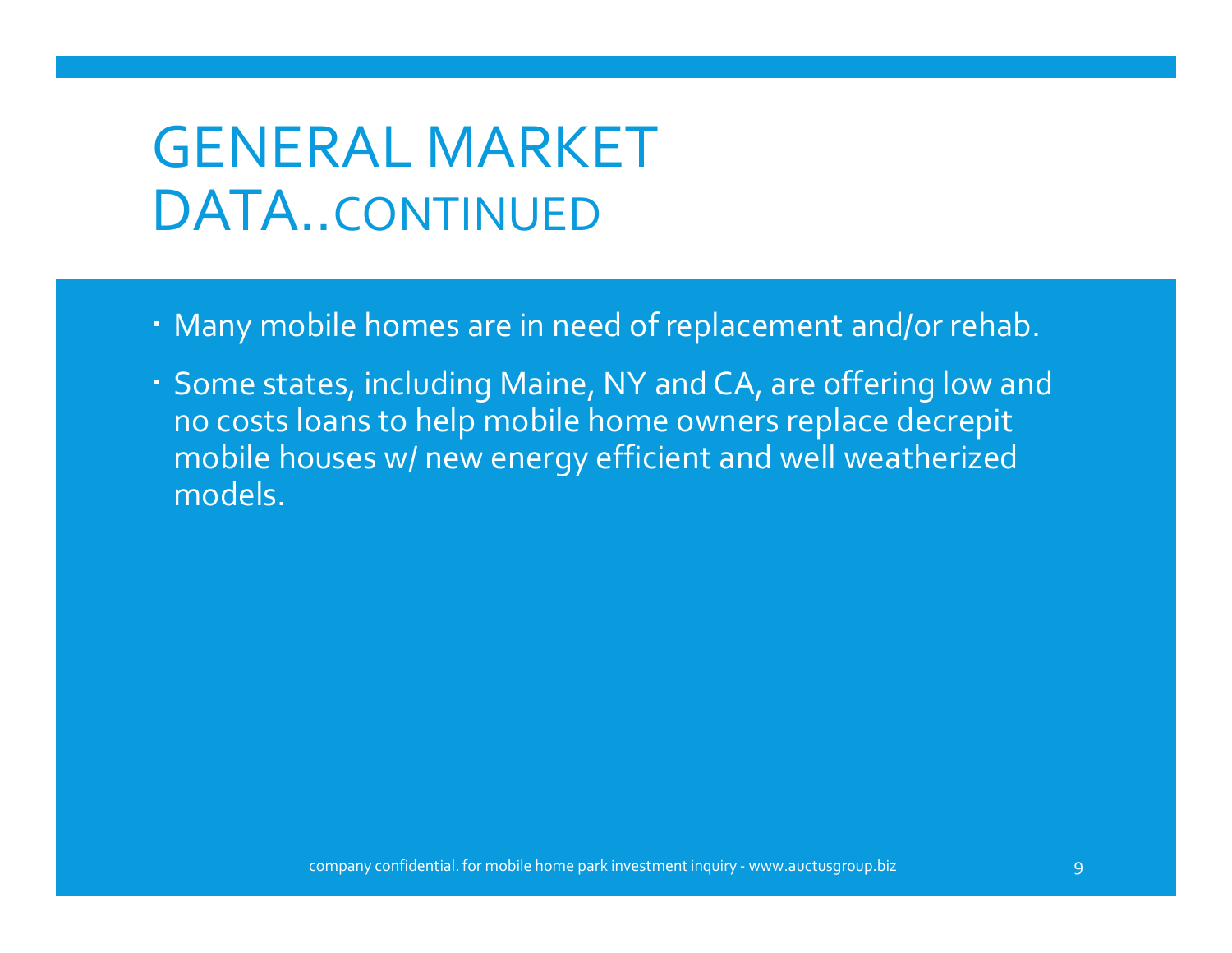# GENERAL MARKET DATA..CONTINUED

- Many mobile homes are in need of replacement and/or rehab.
- Some states, including Maine, NY and CA, are offering low and no costs loans to help mobile home owners replace decrepit mobile houses w/ new energy efficient and well weatherized models.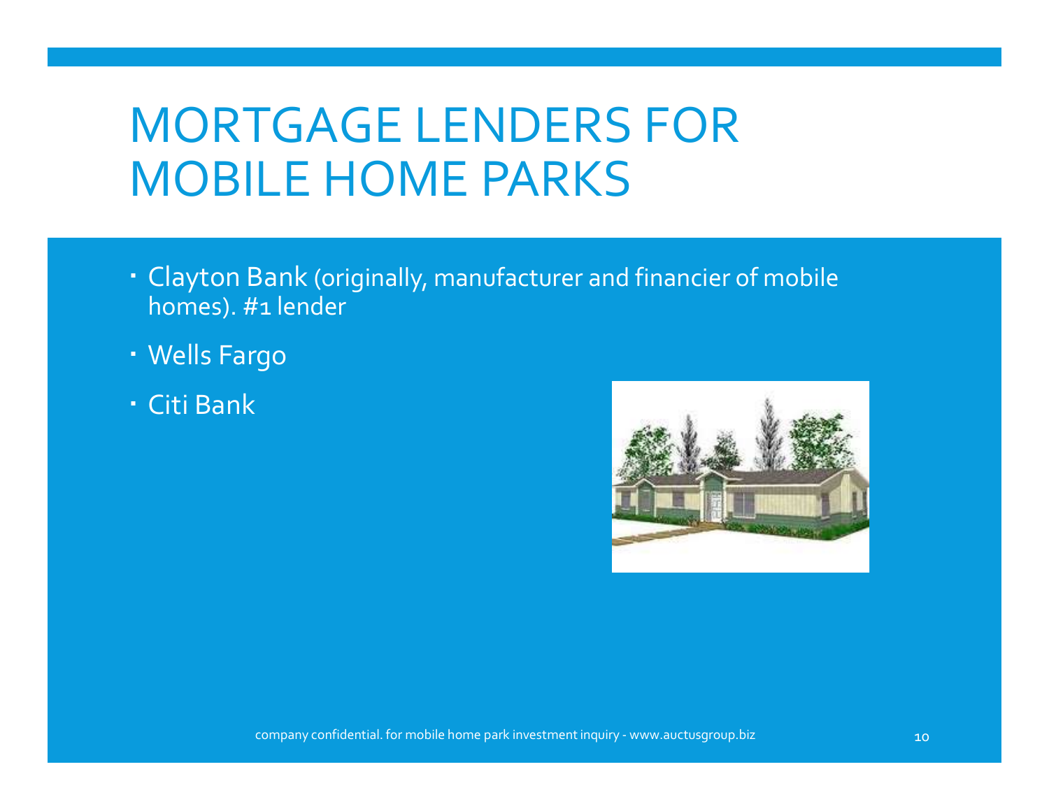# MORTGAGE LENDERS FOR MOBILE HOME PARKS

- Clayton Bank (originally, manufacturer and financier of mobile homes). #1 lender
- Wells Fargo
- Citi Bank

company confidential. for mobile home park investment inquiry - www.auctusgroup.biz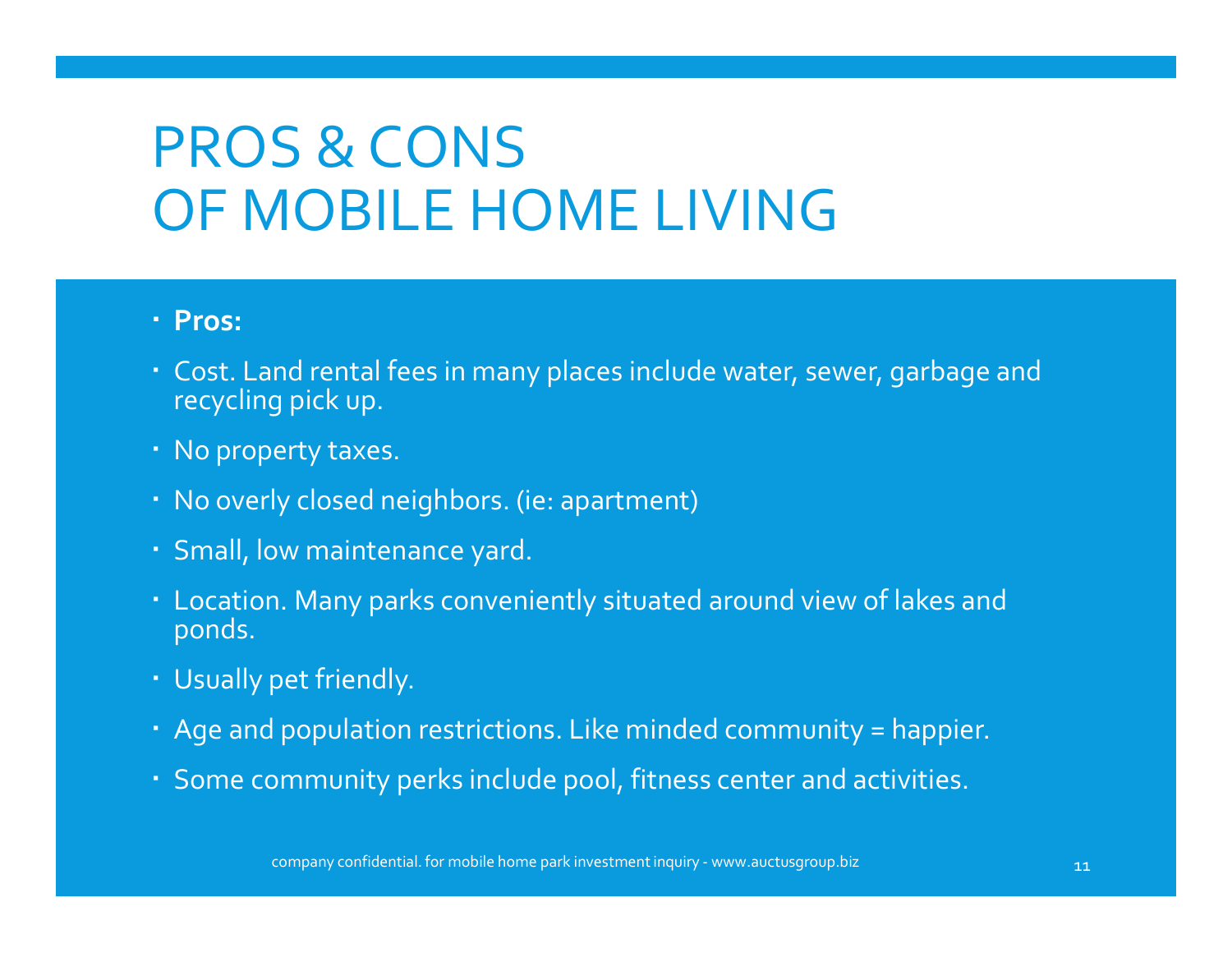# PROS & CONS OF MOBILE HOME LIVING

- **Pros:**
- Cost. Land rental fees in many places include water, sewer, garbage and recycling pick up.
- No property taxes.
- No overly closed neighbors. (ie: apartment)
- Small, low maintenance yard.
- Location. Many parks conveniently situated around view of lakes and ponds.
- Usually pet friendly.
- Age and population restrictions. Like minded community = happier.
- Some community perks include pool, fitness center and activities.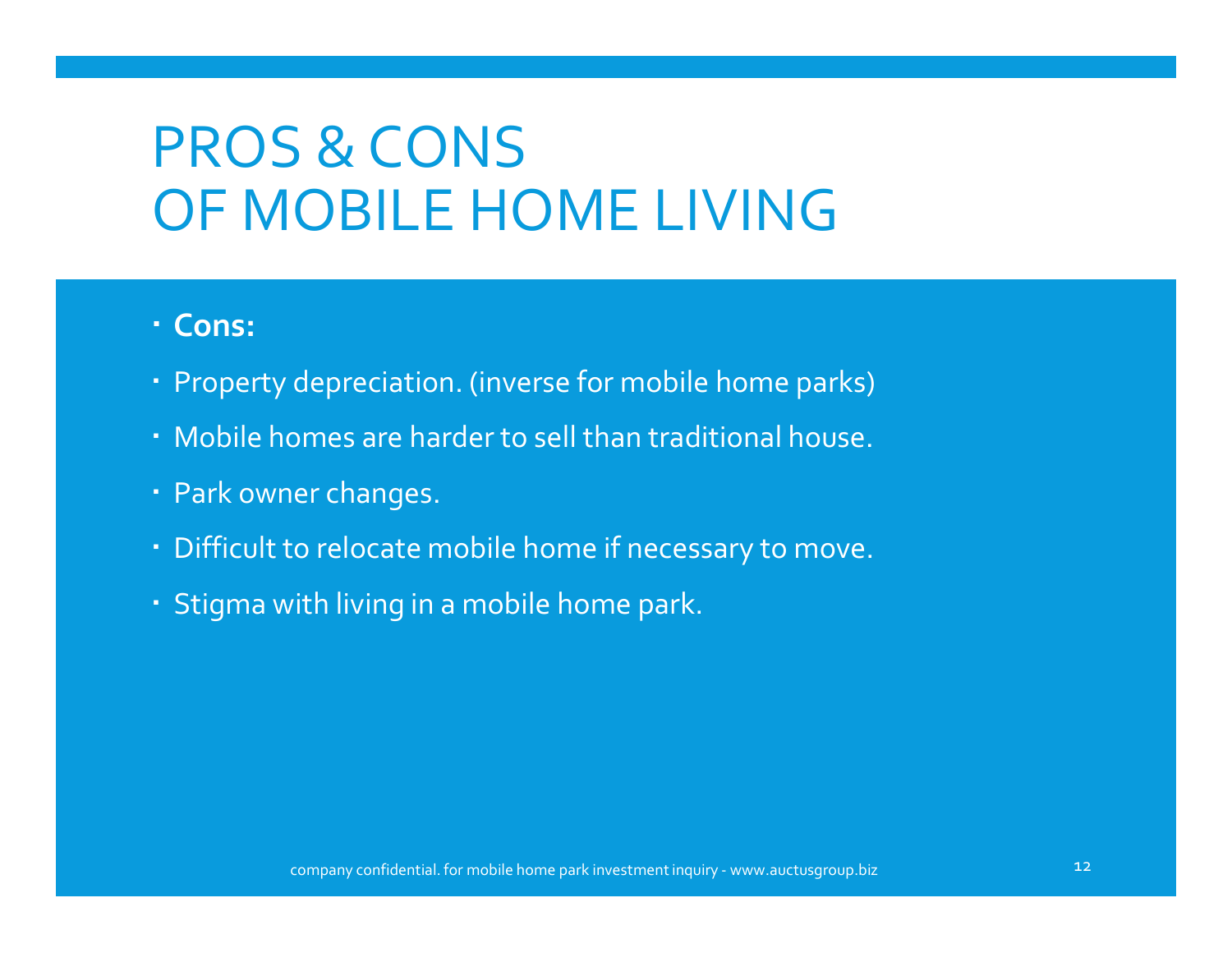# PROS & CONS OF MOBILE HOME LIVING

- **Cons:**
- Property depreciation. (inverse for mobile home parks)
- Mobile homes are harder to sell than traditional house.
- Park owner changes.
- Difficult to relocate mobile home if necessary to move.
- Stigma with living in a mobile home park.